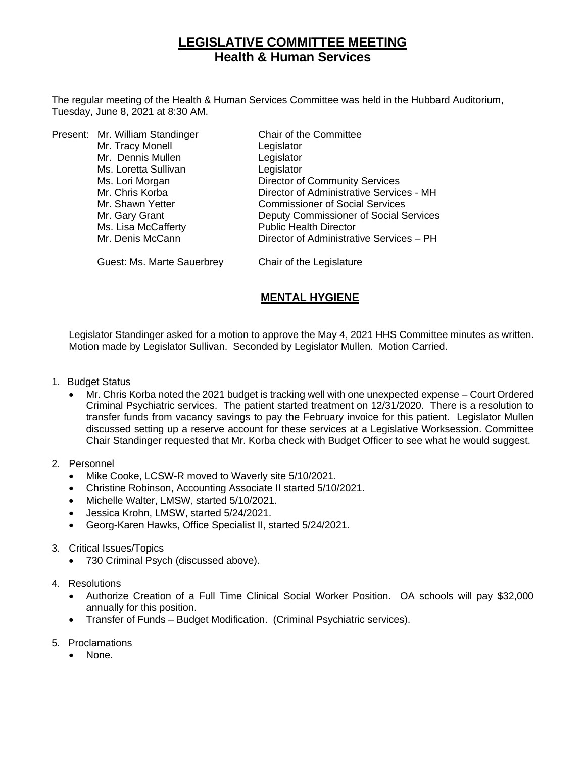# LEGISLATIVE COMMITTEE MEETING
## Health & Human Services

The regular meeting of the Health & Human Services Committee was held in the Hubbard Auditorium, Tuesday, June 8, 2021 at 8:30 AM.

| Present: | | |
|---|---|---|
| | Mr. William Standinger | Chair of the Committee |
| | Mr. Tracy Monell | Legislator |
| | Mr. Dennis Mullen | Legislator |
| | Ms. Loretta Sullivan | Legislator |
| | Ms. Lori Morgan | Director of Community Services |
| | Mr. Chris Korba | Director of Administrative Services - MH |
| | Mr. Shawn Yetter | Commissioner of Social Services |
| | Mr. Gary Grant | Deputy Commissioner of Social Services |
| | Ms. Lisa McCafferty | Public Health Director |
| | Mr. Denis McCann | Director of Administrative Services – PH |
| | Guest: Ms. Marte Sauerbrey | Chair of the Legislature |

## MENTAL HYGIENE

Legislator Standinger asked for a motion to approve the May 4, 2021 HHS Committee minutes as written. Motion made by Legislator Sullivan. Seconded by Legislator Mullen. Motion Carried.

1. Budget Status
   - Mr. Chris Korba noted the 2021 budget is tracking well with one unexpected expense – Court Ordered Criminal Psychiatric services. The patient started treatment on 12/31/2020. There is a resolution to transfer funds from vacancy savings to pay the February invoice for this patient. Legislator Mullen discussed setting up a reserve account for these services at a Legislative Worksession. Committee Chair Standinger requested that Mr. Korba check with Budget Officer to see what he would suggest.

2. Personnel
   - Mike Cooke, LCSW-R moved to Waverly site 5/10/2021.
   - Christine Robinson, Accounting Associate II started 5/10/2021.
   - Michelle Walter, LMSW, started 5/10/2021.
   - Jessica Krohn, LMSW, started 5/24/2021.
   - Georg-Karen Hawks, Office Specialist II, started 5/24/2021.

3. Critical Issues/Topics
   - 730 Criminal Psych (discussed above).

4. Resolutions
   - Authorize Creation of a Full Time Clinical Social Worker Position. OA schools will pay $32,000 annually for this position.
   - Transfer of Funds – Budget Modification. (Criminal Psychiatric services).

5. Proclamations
   - None.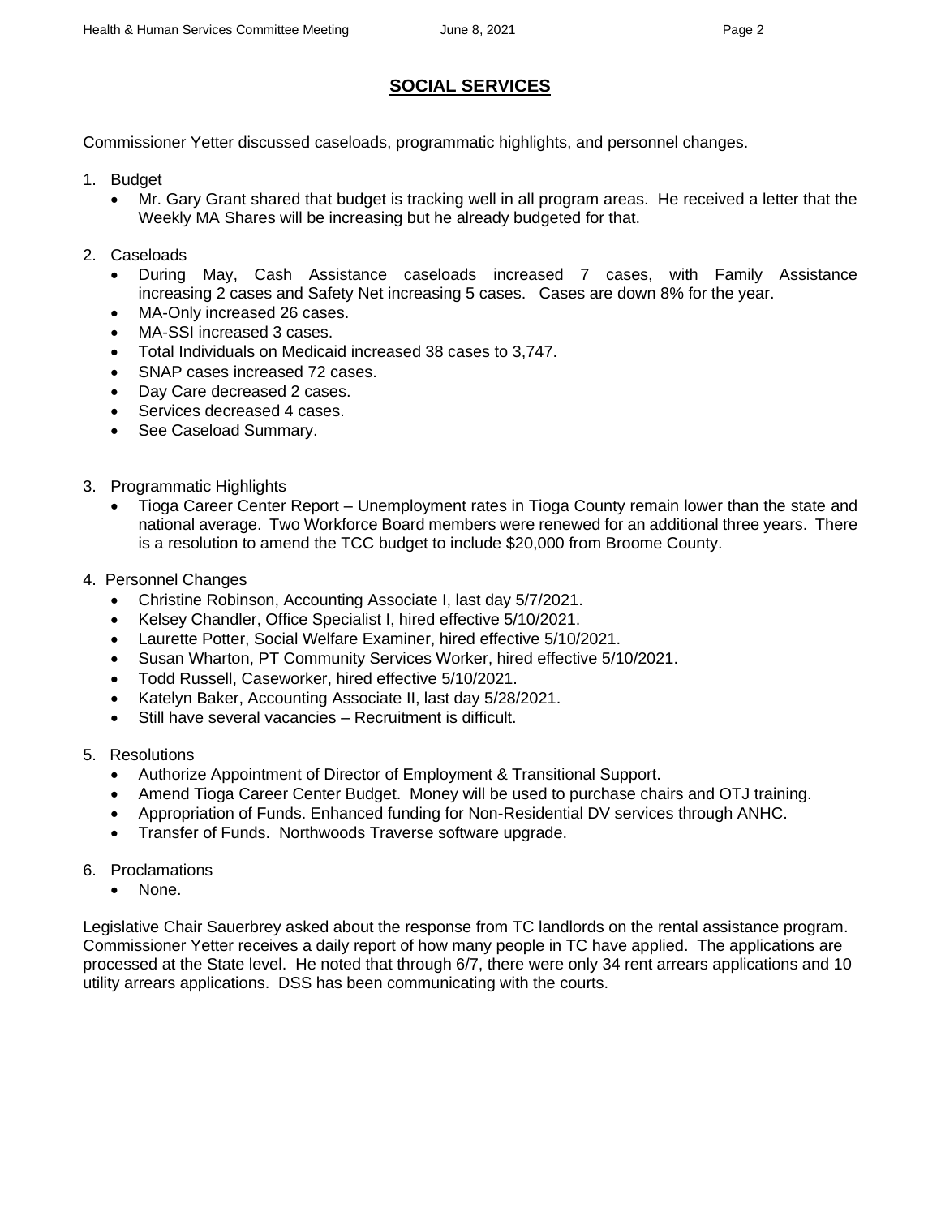## SOCIAL SERVICES

Commissioner Yetter discussed caseloads, programmatic highlights, and personnel changes.

1. Budget
   - Mr. Gary Grant shared that budget is tracking well in all program areas. He received a letter that the Weekly MA Shares will be increasing but he already budgeted for that.

2. Caseloads
   - During May, Cash Assistance caseloads increased 7 cases, with Family Assistance increasing 2 cases and Safety Net increasing 5 cases. Cases are down 8% for the year.
   - MA-Only increased 26 cases.
   - MA-SSI increased 3 cases.
   - Total Individuals on Medicaid increased 38 cases to 3,747.
   - SNAP cases increased 72 cases.
   - Day Care decreased 2 cases.
   - Services decreased 4 cases.
   - See Caseload Summary.

3. Programmatic Highlights
   - Tioga Career Center Report – Unemployment rates in Tioga County remain lower than the state and national average. Two Workforce Board members were renewed for an additional three years. There is a resolution to amend the TCC budget to include $20,000 from Broome County.

4. Personnel Changes
   - Christine Robinson, Accounting Associate I, last day 5/7/2021.
   - Kelsey Chandler, Office Specialist I, hired effective 5/10/2021.
   - Laurette Potter, Social Welfare Examiner, hired effective 5/10/2021.
   - Susan Wharton, PT Community Services Worker, hired effective 5/10/2021.
   - Todd Russell, Caseworker, hired effective 5/10/2021.
   - Katelyn Baker, Accounting Associate II, last day 5/28/2021.
   - Still have several vacancies – Recruitment is difficult.

5. Resolutions
   - Authorize Appointment of Director of Employment & Transitional Support.
   - Amend Tioga Career Center Budget. Money will be used to purchase chairs and OTJ training.
   - Appropriation of Funds. Enhanced funding for Non-Residential DV services through ANHC.
   - Transfer of Funds. Northwoods Traverse software upgrade.

6. Proclamations
   - None.

Legislative Chair Sauerbrey asked about the response from TC landlords on the rental assistance program. Commissioner Yetter receives a daily report of how many people in TC have applied. The applications are processed at the State level. He noted that through 6/7, there were only 34 rent arrears applications and 10 utility arrears applications. DSS has been communicating with the courts.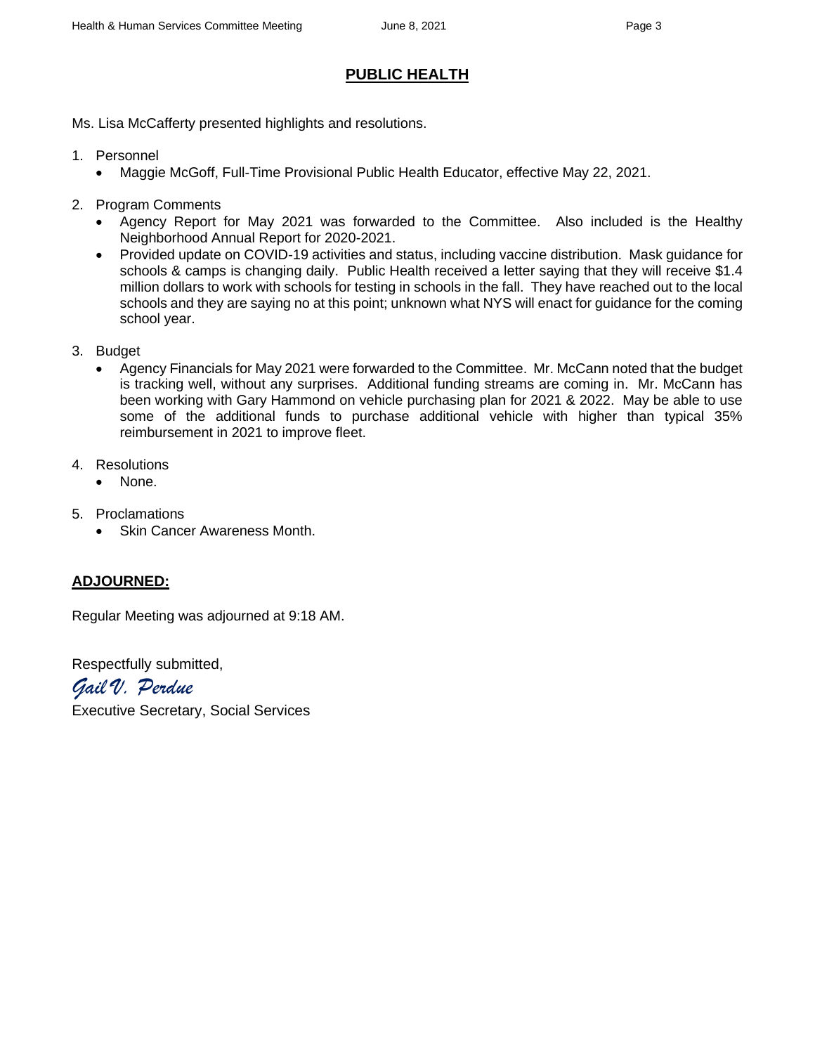## PUBLIC HEALTH

Ms. Lisa McCafferty presented highlights and resolutions.

1. Personnel
   - Maggie McGoff, Full-Time Provisional Public Health Educator, effective May 22, 2021.

2. Program Comments
   - Agency Report for May 2021 was forwarded to the Committee. Also included is the Healthy Neighborhood Annual Report for 2020-2021.
   - Provided update on COVID-19 activities and status, including vaccine distribution. Mask guidance for schools & camps is changing daily. Public Health received a letter saying that they will receive $1.4 million dollars to work with schools for testing in schools in the fall. They have reached out to the local schools and they are saying no at this point; unknown what NYS will enact for guidance for the coming school year.

3. Budget
   - Agency Financials for May 2021 were forwarded to the Committee. Mr. McCann noted that the budget is tracking well, without any surprises. Additional funding streams are coming in. Mr. McCann has been working with Gary Hammond on vehicle purchasing plan for 2021 & 2022. May be able to use some of the additional funds to purchase additional vehicle with higher than typical 35% reimbursement in 2021 to improve fleet.

4. Resolutions
   - None.

5. Proclamations
   - Skin Cancer Awareness Month.

**ADJOURNED:**

Regular Meeting was adjourned at 9:18 AM.

Respectfully submitted,

*Gail V. Perdue*

Executive Secretary, Social Services